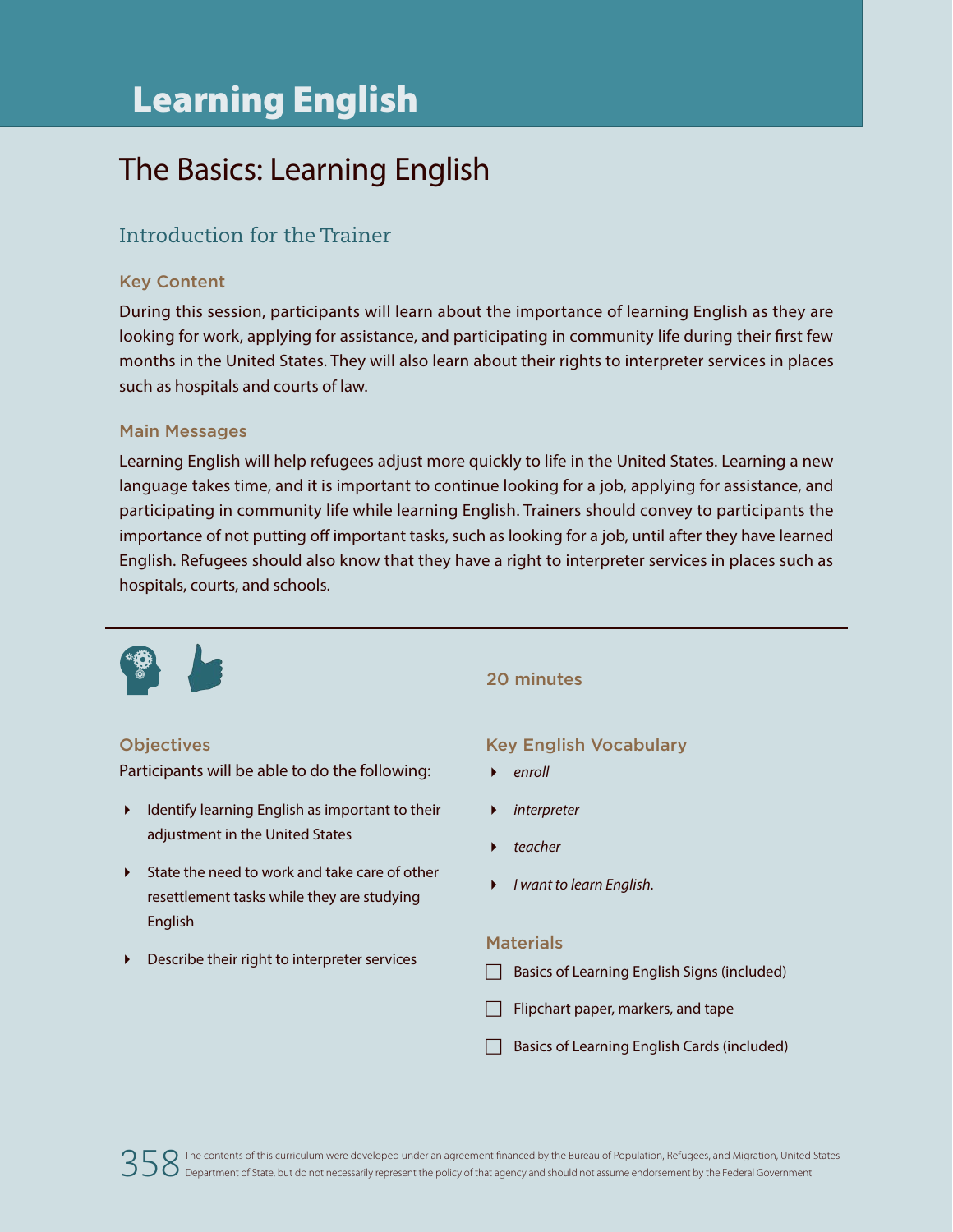# Learning English

## The Basics: Learning English

### Introduction for the Trainer

#### Key Content

During this session, participants will learn about the importance of learning English as they are looking for work, applying for assistance, and participating in community life during their first few months in the United States. They will also learn about their rights to interpreter services in places such as hospitals and courts of law.

#### Main Messages

Learning English will help refugees adjust more quickly to life in the United States. Learning a new language takes time, and it is important to continue looking for a job, applying for assistance, and participating in community life while learning English. Trainers should convey to participants the importance of not putting off important tasks, such as looking for a job, until after they have learned English. Refugees should also know that they have a right to interpreter services in places such as hospitals, courts, and schools.

---

#### 20 minutes

#### Objectives

Participants will be able to do the following:

- Identify learning English as important to their adjustment in the United States
- State the need to work and take care of other resettlement tasks while they are studying English
- Describe their right to interpreter services

#### Key English Vocabulary

- *enroll*
- *interpreter*
- *teacher*
- *I want to learn English.*

#### Materials

- ☐ Basics of Learning English Signs (included)
- ☐ Flipchart paper, markers, and tape
- ☐ Basics of Learning English Cards (included)

The contents of this curriculum were developed under an agreement financed by the Bureau of Population, Refugees, and Migration, United States Department of State, but do not necessarily represent the policy of that agency and should not assume endorsement by the Federal Government.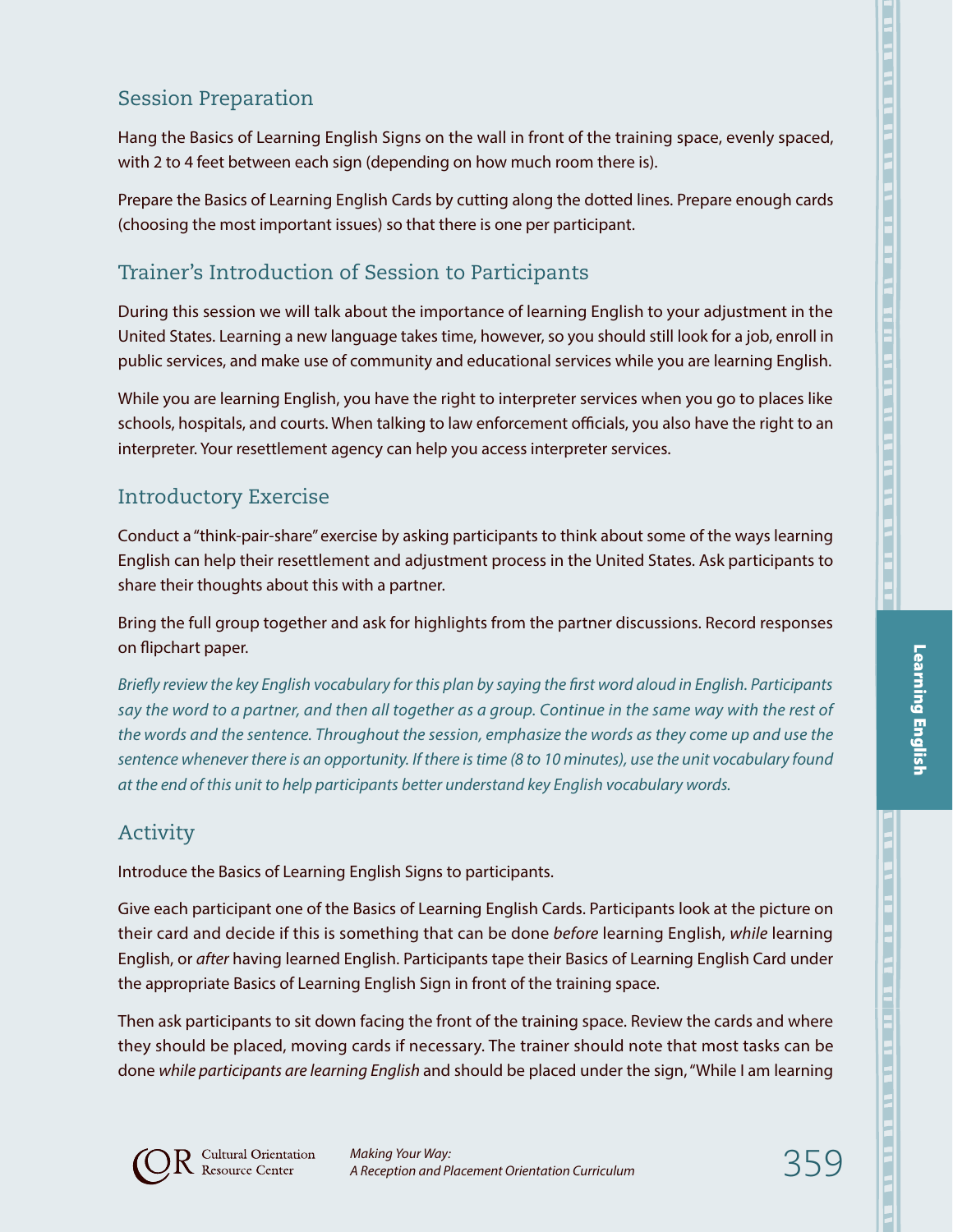## Session Preparation

Hang the Basics of Learning English Signs on the wall in front of the training space, evenly spaced, with 2 to 4 feet between each sign (depending on how much room there is).

Prepare the Basics of Learning English Cards by cutting along the dotted lines. Prepare enough cards (choosing the most important issues) so that there is one per participant.

## Trainer's Introduction of Session to Participants

During this session we will talk about the importance of learning English to your adjustment in the United States. Learning a new language takes time, however, so you should still look for a job, enroll in public services, and make use of community and educational services while you are learning English.

While you are learning English, you have the right to interpreter services when you go to places like schools, hospitals, and courts. When talking to law enforcement officials, you also have the right to an interpreter. Your resettlement agency can help you access interpreter services.

## Introductory Exercise

Conduct a "think-pair-share" exercise by asking participants to think about some of the ways learning English can help their resettlement and adjustment process in the United States. Ask participants to share their thoughts about this with a partner.

Bring the full group together and ask for highlights from the partner discussions. Record responses on flipchart paper.

*Briefly review the key English vocabulary for this plan by saying the first word aloud in English. Participants say the word to a partner, and then all together as a group. Continue in the same way with the rest of the words and the sentence. Throughout the session, emphasize the words as they come up and use the sentence whenever there is an opportunity. If there is time (8 to 10 minutes), use the unit vocabulary found at the end of this unit to help participants better understand key English vocabulary words.*

## Activity

Introduce the Basics of Learning English Signs to participants.

Give each participant one of the Basics of Learning English Cards. Participants look at the picture on their card and decide if this is something that can be done *before* learning English, *while* learning English, or *after* having learned English. Participants tape their Basics of Learning English Card under the appropriate Basics of Learning English Sign in front of the training space.

Then ask participants to sit down facing the front of the training space. Review the cards and where they should be placed, moving cards if necessary. The trainer should note that most tasks can be done *while participants are learning English* and should be placed under the sign, "While I am learning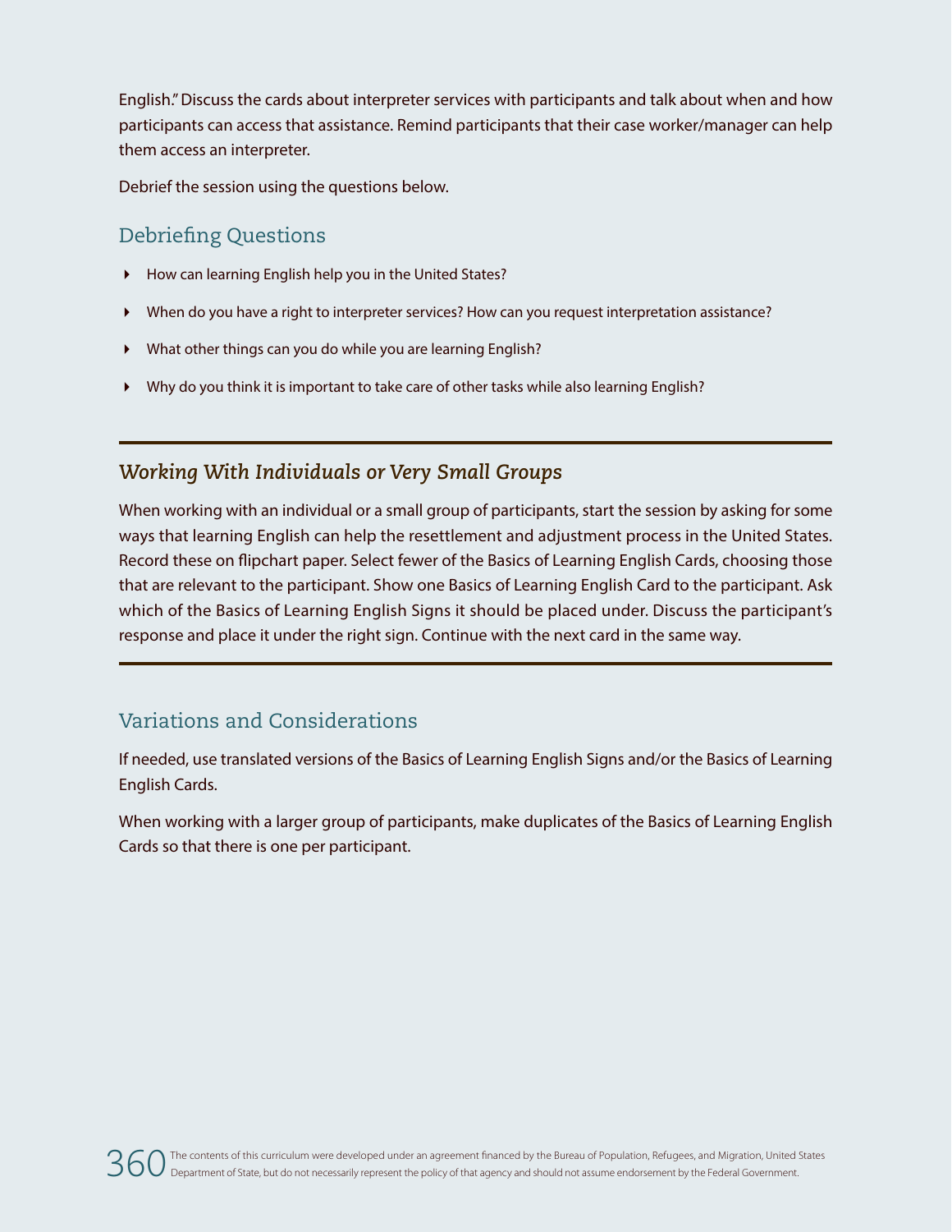English." Discuss the cards about interpreter services with participants and talk about when and how participants can access that assistance. Remind participants that their case worker/manager can help them access an interpreter.

Debrief the session using the questions below.

## Debriefing Questions

- How can learning English help you in the United States?
- When do you have a right to interpreter services? How can you request interpretation assistance?
- What other things can you do while you are learning English?
- Why do you think it is important to take care of other tasks while also learning English?

---

### *Working With Individuals or Very Small Groups*

When working with an individual or a small group of participants, start the session by asking for some ways that learning English can help the resettlement and adjustment process in the United States. Record these on flipchart paper. Select fewer of the Basics of Learning English Cards, choosing those that are relevant to the participant. Show one Basics of Learning English Card to the participant. Ask which of the Basics of Learning English Signs it should be placed under. Discuss the participant's response and place it under the right sign. Continue with the next card in the same way.

---

## Variations and Considerations

If needed, use translated versions of the Basics of Learning English Signs and/or the Basics of Learning English Cards.

When working with a larger group of participants, make duplicates of the Basics of Learning English Cards so that there is one per participant.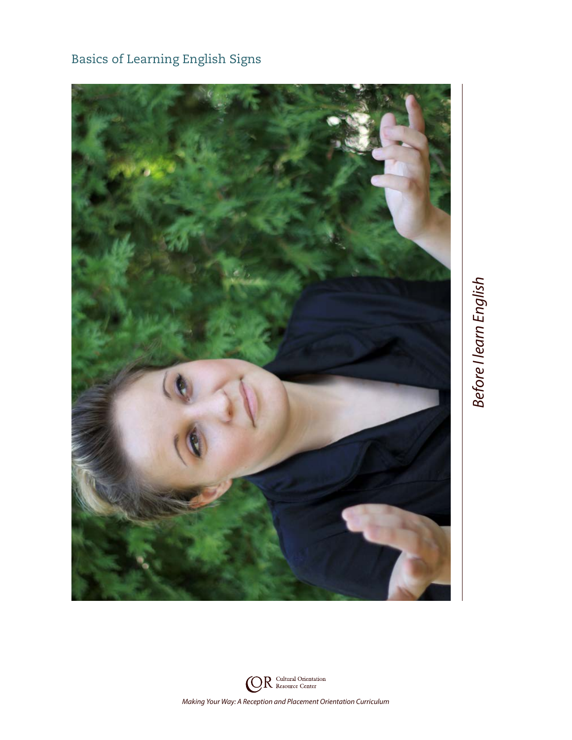# Basics of Learning English Signs

*Before I learn English*

Making Your Way: A Reception and Placement Orientation Curriculum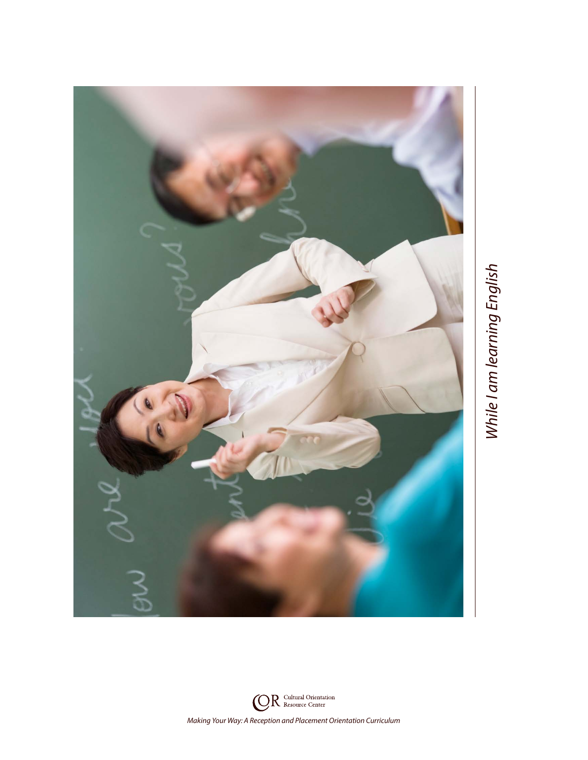*While I am learning English*

Making Your Way: A Reception and Placement Orientation Curriculum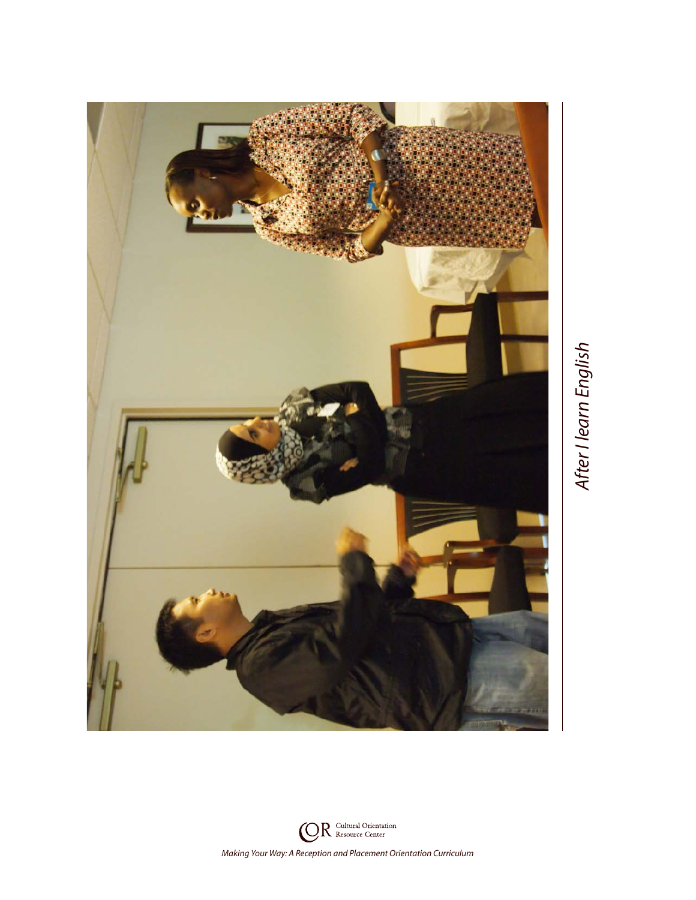*After I learn English*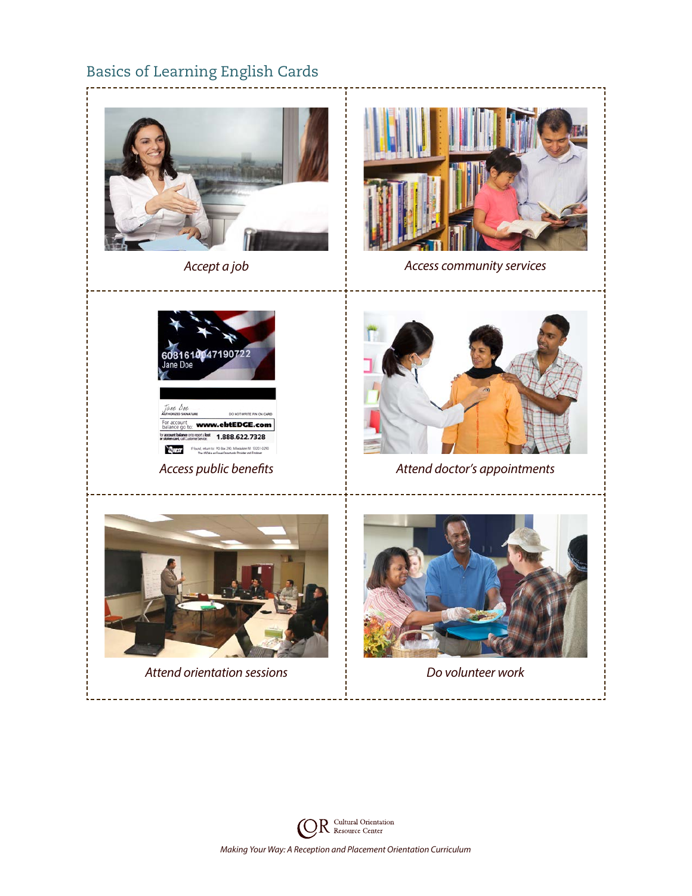## Basics of Learning English Cards

| | |
|---|---|
| *Accept a job* | *Access community services* |
| *Access public benefits* | *Attend doctor's appointments* |
| *Attend orientation sessions* | *Do volunteer work* |

*Making Your Way: A Reception and Placement Orientation Curriculum*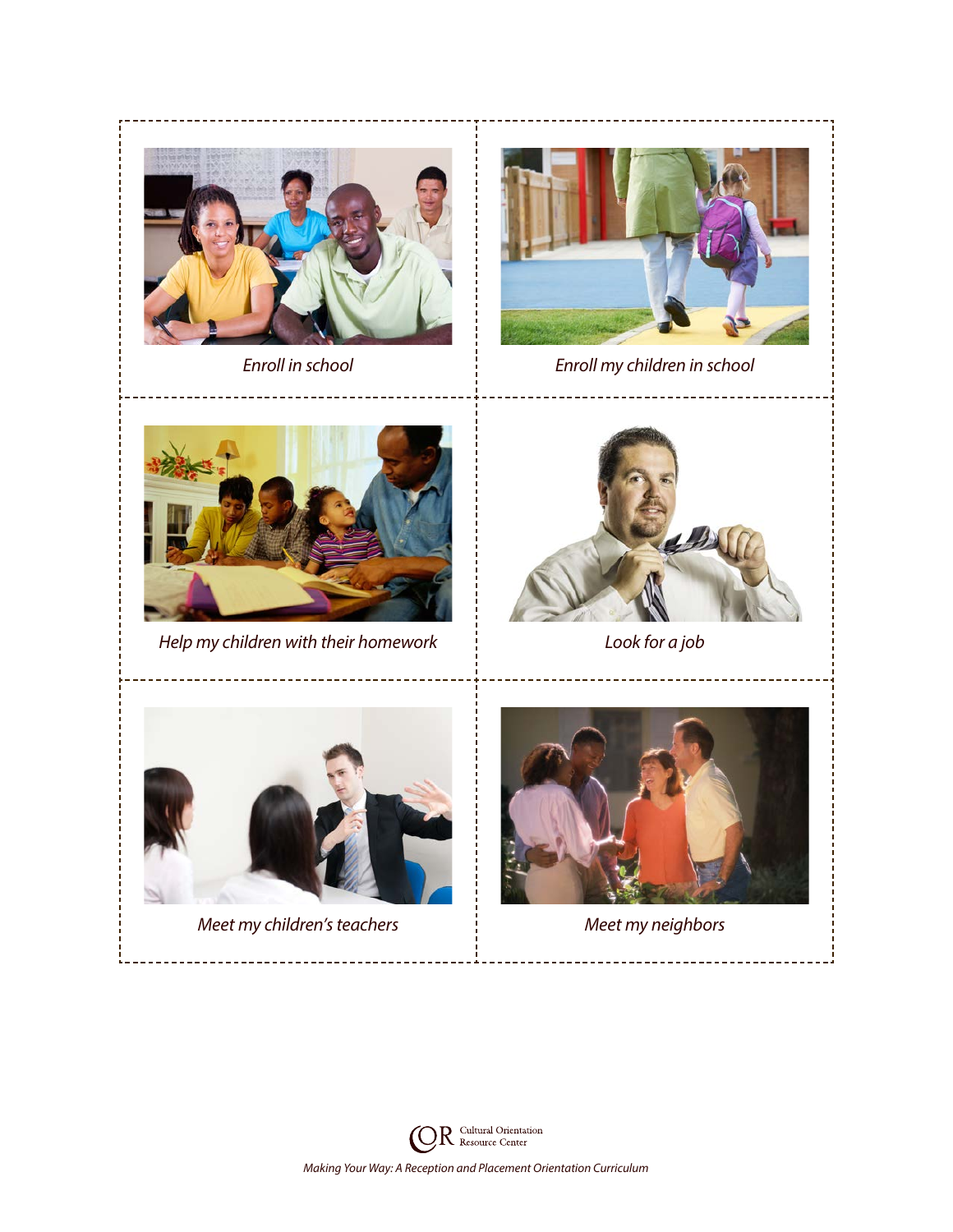*Enroll in school*

*Enroll my children in school*

*Help my children with their homework*

*Look for a job*

*Meet my children's teachers*

*Meet my neighbors*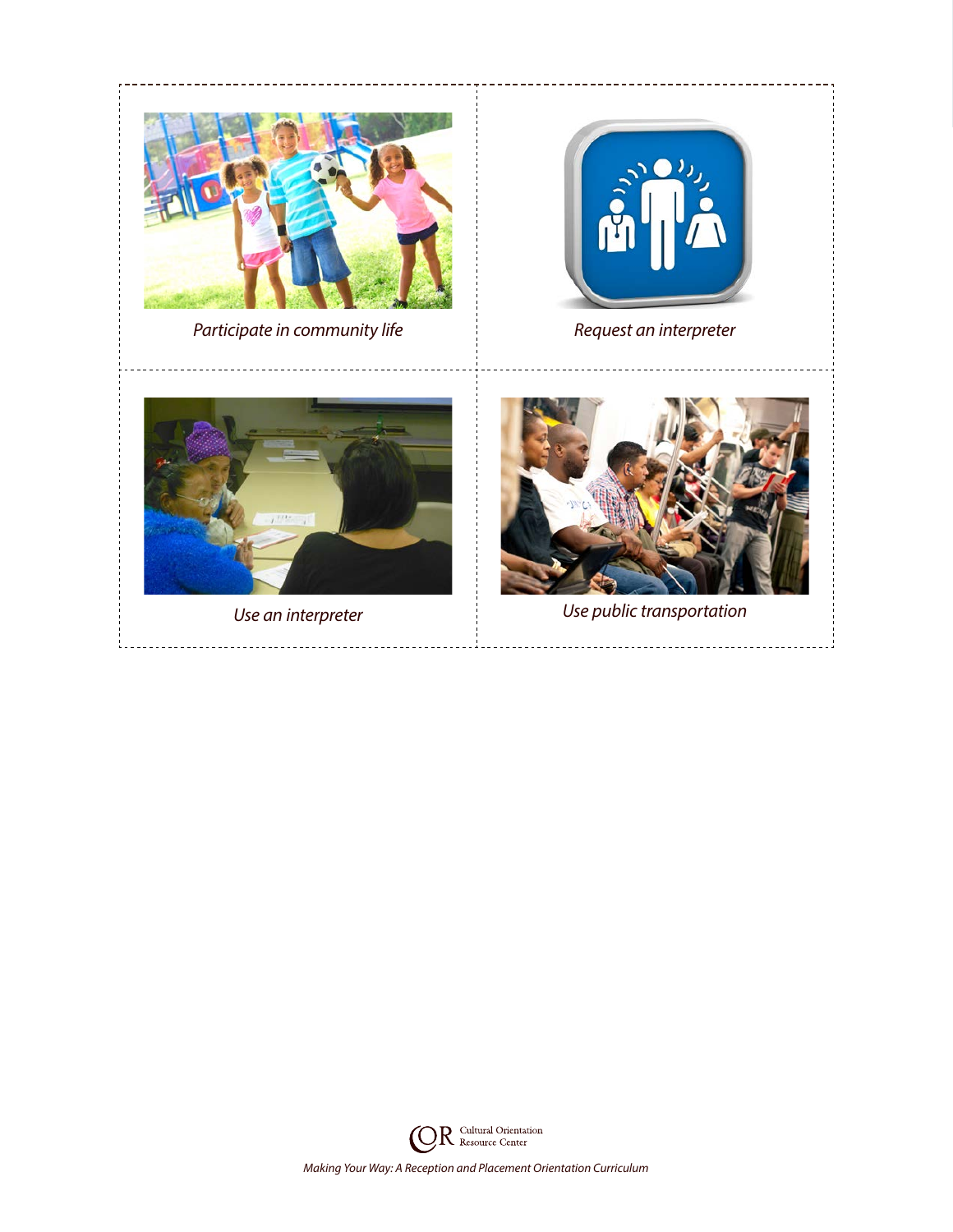*Participate in community life*

*Request an interpreter*

*Use an interpreter*

*Use public transportation*